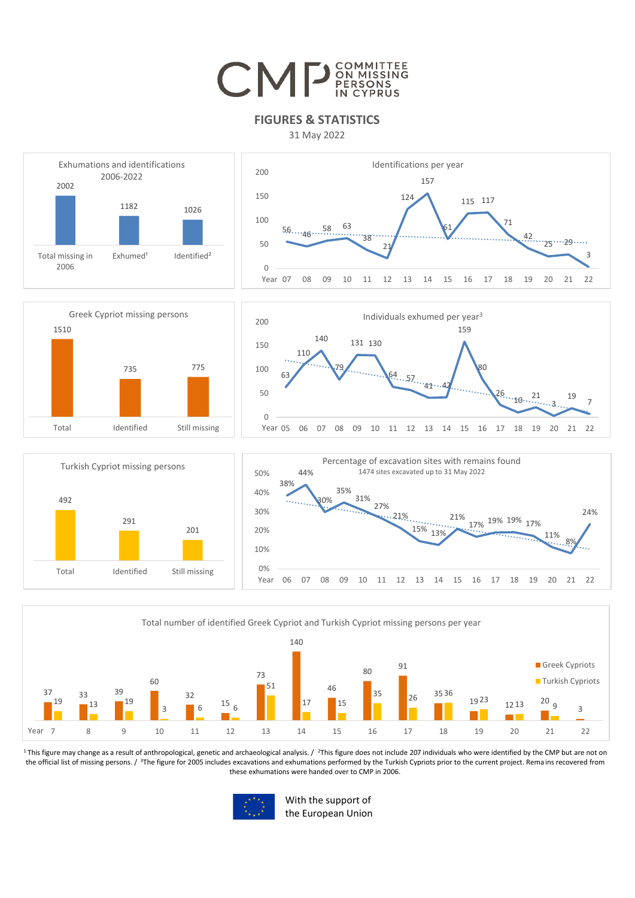# CMP COMMITTEE ON MISSING PERSONS IN CYPRUS

## FIGURES & STATISTICS

31 May 2022

### Exhumations and identifications 2006-2022

| Total missing in 2006 | Exhumed[1] | Identified[2] |
|---|---|---|
| 2002 | 1182 | 1026 |

### Identifications per year

| Year | 07 | 08 | 09 | 10 | 11 | 12 | 13 | 14 | 15 | 16 | 17 | 18 | 19 | 20 | 21 | 22 |
|---|---|---|---|---|---|---|---|---|---|---|---|---|---|---|---|---|
| Identifications | 56 | 46 | 58 | 63 | 38 | 21 | 124 | 157 | 61 | 115 | 117 | 71 | 42 | 25 | 29 | 3 |

### Greek Cypriot missing persons

| Total | Identified | Still missing |
|---|---|---|
| 1510 | 735 | 775 |

### Individuals exhumed per year[3]

| Year | 05 | 06 | 07 | 08 | 09 | 10 | 11 | 12 | 13 | 14 | 15 | 16 | 17 | 18 | 19 | 20 | 21 | 22 |
|---|---|---|---|---|---|---|---|---|---|---|---|---|---|---|---|---|---|---|
| Exhumed | 63 | 110 | 140 | 79 | 131 | 130 | 64 | 57 | 41 | 42 | 159 | 80 | 26 | 10 | 21 | 3 | 19 | 7 |

### Turkish Cypriot missing persons

| Total | Identified | Still missing |
|---|---|---|
| 492 | 291 | 201 |

### Percentage of excavation sites with remains found

1474 sites excavated up to 31 May 2022

| Year | 06 | 07 | 08 | 09 | 10 | 11 | 12 | 13 | 14 | 15 | 16 | 17 | 18 | 19 | 20 | 21 | 22 |
|---|---|---|---|---|---|---|---|---|---|---|---|---|---|---|---|---|---|
| % | 38% | 44% | 30% | 35% | 31% | 27% | 21% | 15% | 13% | 21% | 17% | 19% | 19% | 17% | 11% | 8% | 24% |

### Total number of identified Greek Cypriot and Turkish Cypriot missing persons per year

| Year | 7 | 8 | 9 | 10 | 11 | 12 | 13 | 14 | 15 | 16 | 17 | 18 | 19 | 20 | 21 | 22 |
|---|---|---|---|---|---|---|---|---|---|---|---|---|---|---|---|---|
| Greek Cypriots | 37 | 33 | 39 | 60 | 32 | 15 | 73 | 140 | 46 | 80 | 91 | 35 | 19 | 12 | 20 | 3 |
| Turkish Cypriots | 19 | 13 | 19 | 3 | 6 | 6 | 51 | 17 | 15 | 35 | 26 | 36 | 23 | 13 | 9 | |

[1] This figure may change as a result of anthropological, genetic and archaeological analysis. / [2] This figure does not include 207 individuals who were identified by the CMP but are not on the official list of missing persons. / [3] The figure for 2005 includes excavations and exhumations performed by the Turkish Cypriots prior to the current project. Remains recovered from these exhumations were handed over to CMP in 2006.

With the support of the European Union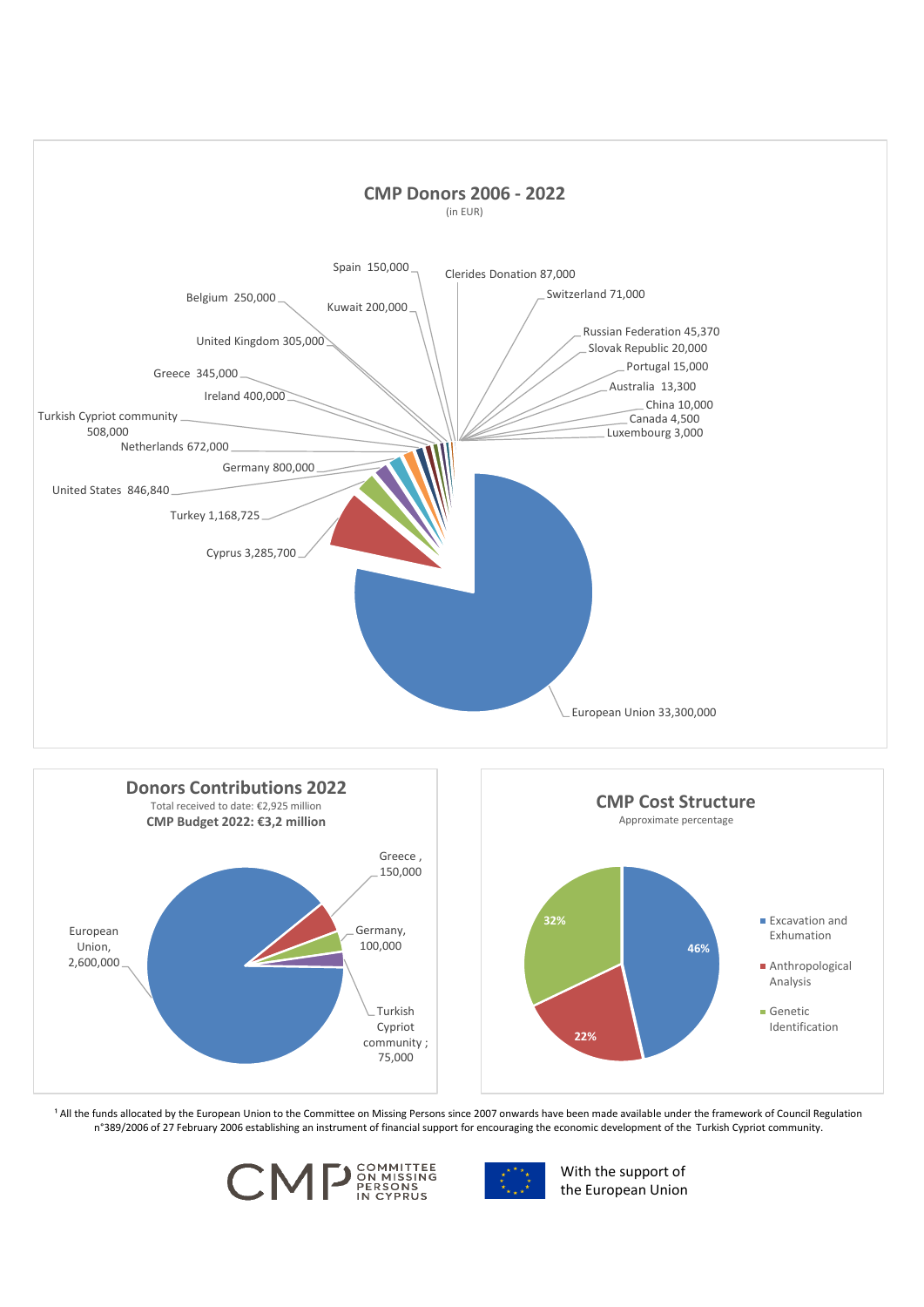## CMP Donors 2006 - 2022

(in EUR)

Spain 150,000

Clerides Donation 87,000

Belgium 250,000

Switzerland 71,000

Kuwait 200,000

United Kingdom 305,000

Russian Federation 45,370

Slovak Republic 20,000

Portugal 15,000

Greece 345,000

Australia 13,300

Ireland 400,000

China 10,000

Canada 4,500

Turkish Cypriot community 508,000

Luxembourg 3,000

Netherlands 672,000

Germany 800,000

United States 846,840

Turkey 1,168,725

Cyprus 3,285,700

European Union 33,300,000

## Donors Contributions 2022

Total received to date: €2,925 million

**CMP Budget 2022: €3,2 million**

Greece , 150,000

European Union, 2,600,000

Germany, 100,000

Turkish Cypriot community ; 75,000

## CMP Cost Structure

Approximate percentage

46%

22%

32%

Excavation and Exhumation

Anthropological Analysis

Genetic Identification

[1] All the funds allocated by the European Union to the Committee on Missing Persons since 2007 onwards have been made available under the framework of Council Regulation n°389/2006 of 27 February 2006 establishing an instrument of financial support for encouraging the economic development of the Turkish Cypriot community.

CMP COMMITTEE ON MISSING PERSONS IN CYPRUS

With the support of the European Union